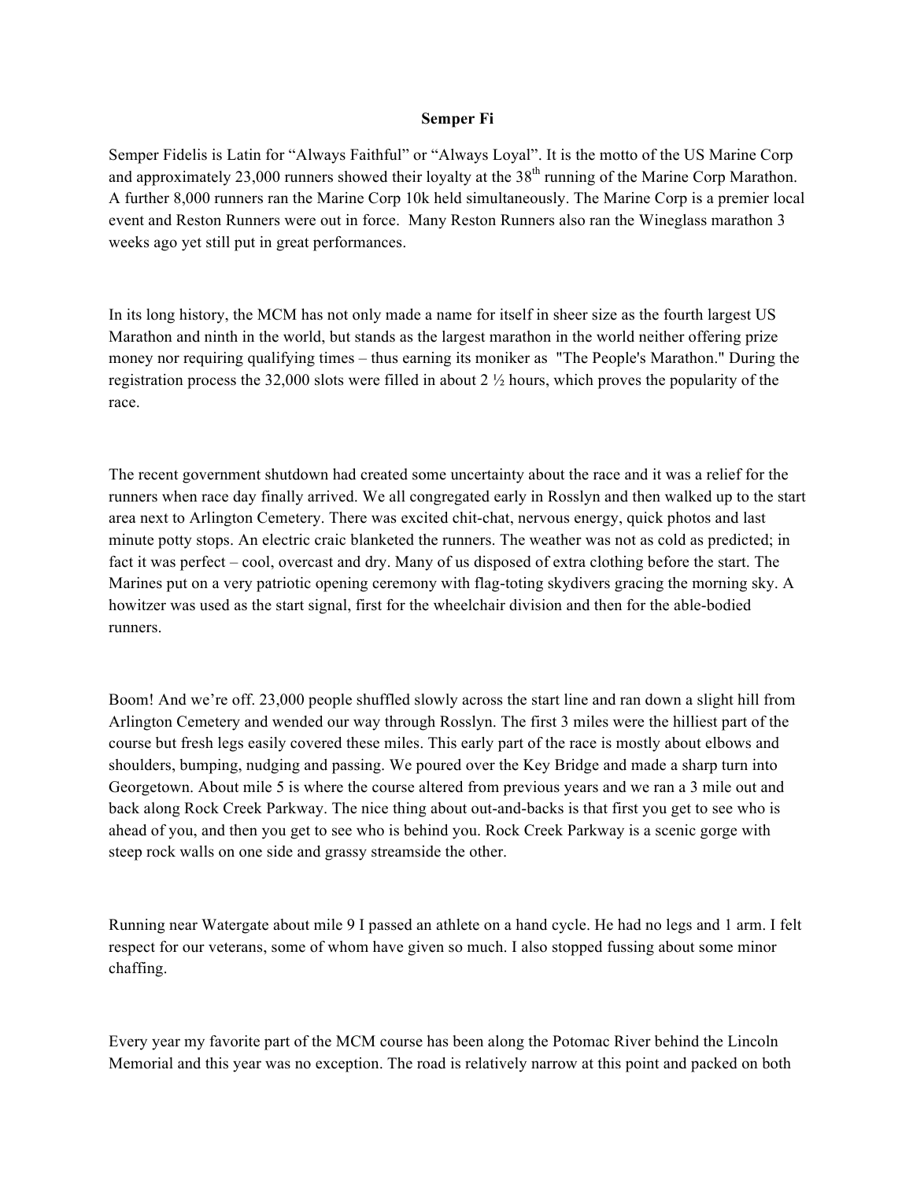**Semper Fi**

Semper Fidelis is Latin for "Always Faithful" or "Always Loyal". It is the motto of the US Marine Corp and approximately 23,000 runners showed their loyalty at the 38th running of the Marine Corp Marathon. A further 8,000 runners ran the Marine Corp 10k held simultaneously. The Marine Corp is a premier local event and Reston Runners were out in force. Many Reston Runners also ran the Wineglass marathon 3 weeks ago yet still put in great performances.

In its long history, the MCM has not only made a name for itself in sheer size as the fourth largest US Marathon and ninth in the world, but stands as the largest marathon in the world neither offering prize money nor requiring qualifying times – thus earning its moniker as "The People's Marathon." During the registration process the 32,000 slots were filled in about 2 ½ hours, which proves the popularity of the race.

The recent government shutdown had created some uncertainty about the race and it was a relief for the runners when race day finally arrived. We all congregated early in Rosslyn and then walked up to the start area next to Arlington Cemetery. There was excited chit-chat, nervous energy, quick photos and last minute potty stops. An electric craic blanketed the runners. The weather was not as cold as predicted; in fact it was perfect – cool, overcast and dry. Many of us disposed of extra clothing before the start. The Marines put on a very patriotic opening ceremony with flag-toting skydivers gracing the morning sky. A howitzer was used as the start signal, first for the wheelchair division and then for the able-bodied runners.

Boom! And we're off. 23,000 people shuffled slowly across the start line and ran down a slight hill from Arlington Cemetery and wended our way through Rosslyn. The first 3 miles were the hilliest part of the course but fresh legs easily covered these miles. This early part of the race is mostly about elbows and shoulders, bumping, nudging and passing. We poured over the Key Bridge and made a sharp turn into Georgetown. About mile 5 is where the course altered from previous years and we ran a 3 mile out and back along Rock Creek Parkway. The nice thing about out-and-backs is that first you get to see who is ahead of you, and then you get to see who is behind you. Rock Creek Parkway is a scenic gorge with steep rock walls on one side and grassy streamside the other.

Running near Watergate about mile 9 I passed an athlete on a hand cycle. He had no legs and 1 arm. I felt respect for our veterans, some of whom have given so much. I also stopped fussing about some minor chaffing.

Every year my favorite part of the MCM course has been along the Potomac River behind the Lincoln Memorial and this year was no exception. The road is relatively narrow at this point and packed on both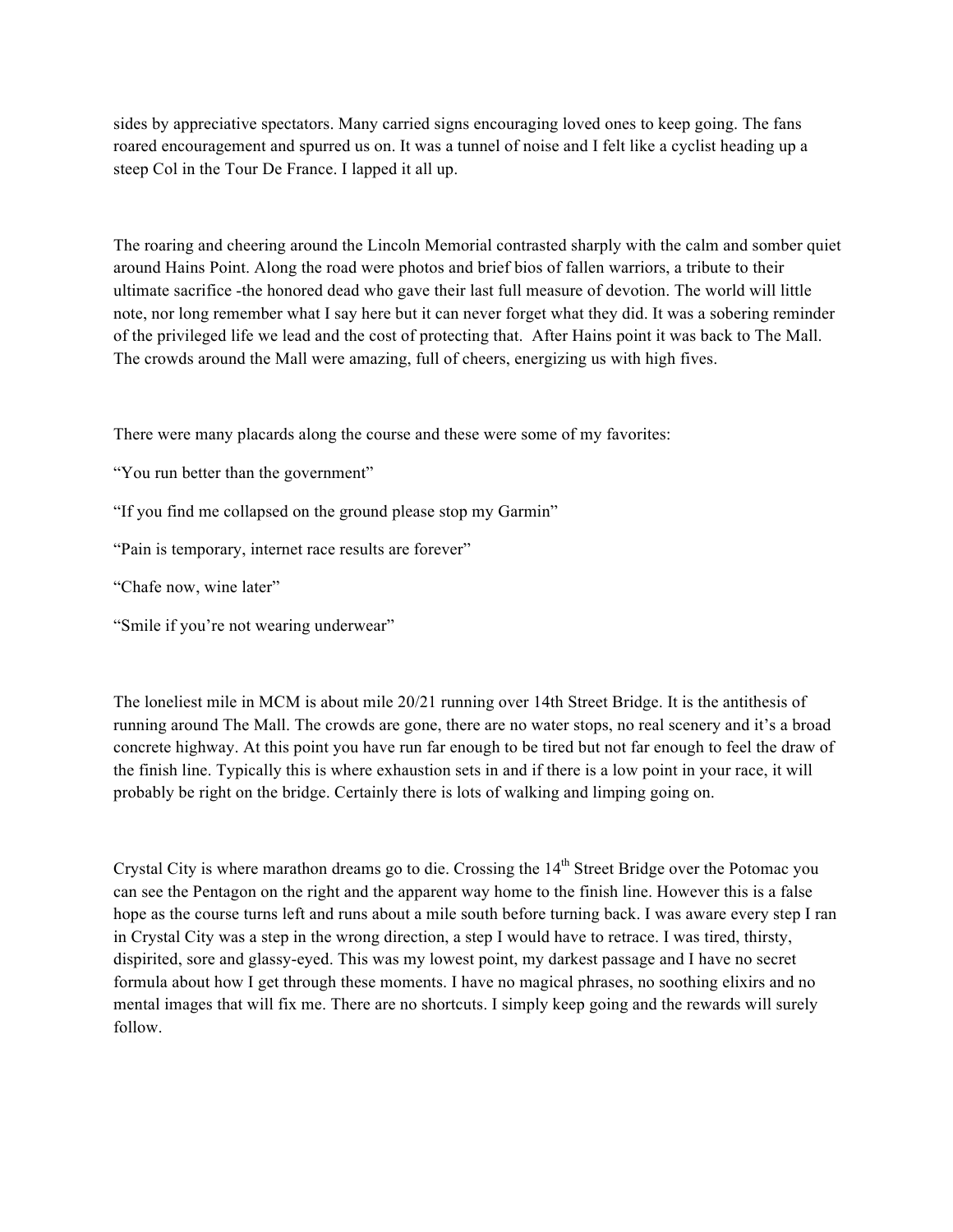sides by appreciative spectators. Many carried signs encouraging loved ones to keep going. The fans roared encouragement and spurred us on. It was a tunnel of noise and I felt like a cyclist heading up a steep Col in the Tour De France. I lapped it all up.

The roaring and cheering around the Lincoln Memorial contrasted sharply with the calm and somber quiet around Hains Point. Along the road were photos and brief bios of fallen warriors, a tribute to their ultimate sacrifice -the honored dead who gave their last full measure of devotion. The world will little note, nor long remember what I say here but it can never forget what they did. It was a sobering reminder of the privileged life we lead and the cost of protecting that. After Hains point it was back to The Mall. The crowds around the Mall were amazing, full of cheers, energizing us with high fives.

There were many placards along the course and these were some of my favorites:

"You run better than the government"

"If you find me collapsed on the ground please stop my Garmin"

"Pain is temporary, internet race results are forever"

"Chafe now, wine later"

"Smile if you're not wearing underwear"

The loneliest mile in MCM is about mile 20/21 running over 14th Street Bridge. It is the antithesis of running around The Mall. The crowds are gone, there are no water stops, no real scenery and it's a broad concrete highway. At this point you have run far enough to be tired but not far enough to feel the draw of the finish line. Typically this is where exhaustion sets in and if there is a low point in your race, it will probably be right on the bridge. Certainly there is lots of walking and limping going on.

Crystal City is where marathon dreams go to die. Crossing the 14th Street Bridge over the Potomac you can see the Pentagon on the right and the apparent way home to the finish line. However this is a false hope as the course turns left and runs about a mile south before turning back. I was aware every step I ran in Crystal City was a step in the wrong direction, a step I would have to retrace. I was tired, thirsty, dispirited, sore and glassy-eyed. This was my lowest point, my darkest passage and I have no secret formula about how I get through these moments. I have no magical phrases, no soothing elixirs and no mental images that will fix me. There are no shortcuts. I simply keep going and the rewards will surely follow.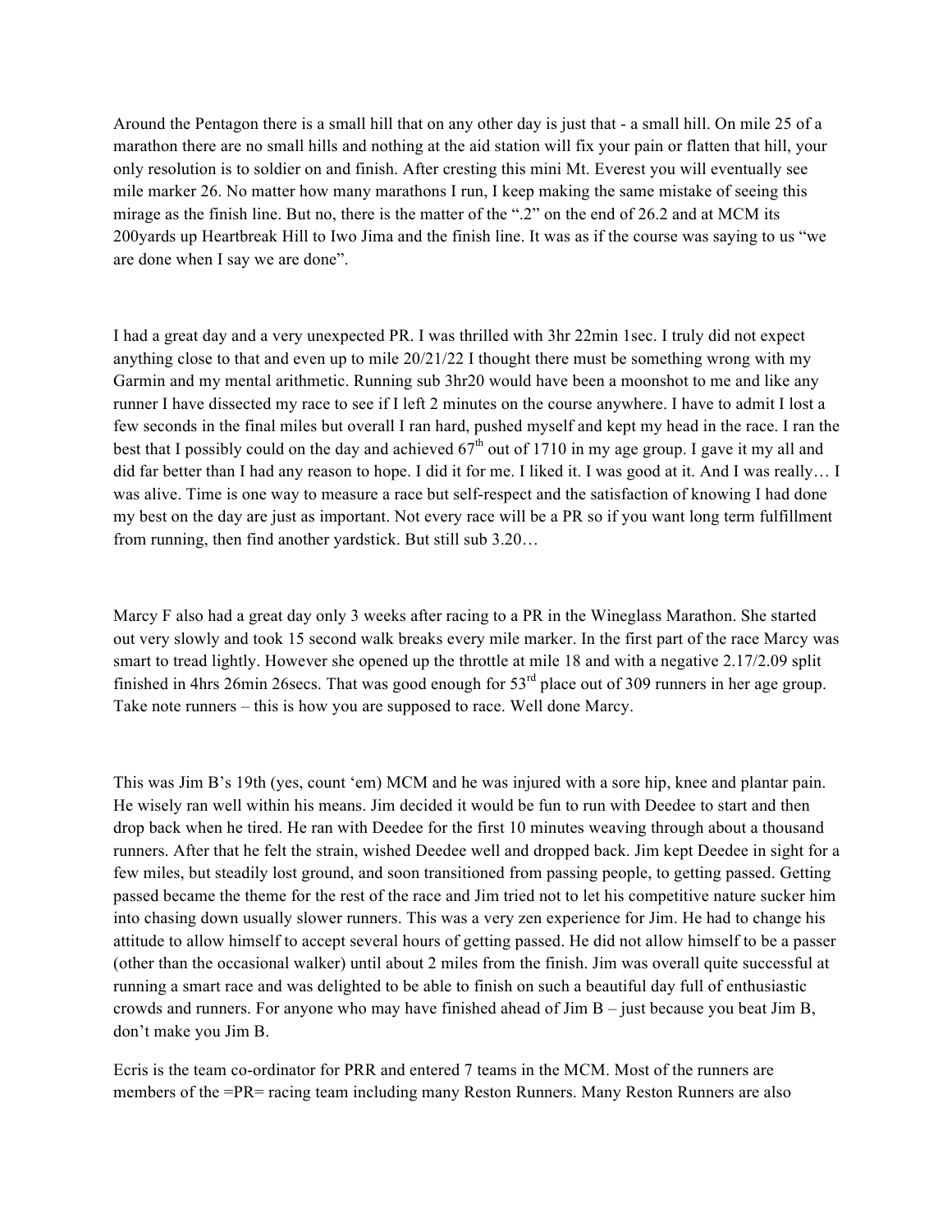Around the Pentagon there is a small hill that on any other day is just that - a small hill. On mile 25 of a marathon there are no small hills and nothing at the aid station will fix your pain or flatten that hill, your only resolution is to soldier on and finish. After cresting this mini Mt. Everest you will eventually see mile marker 26. No matter how many marathons I run, I keep making the same mistake of seeing this mirage as the finish line. But no, there is the matter of the ".2" on the end of 26.2 and at MCM its 200yards up Heartbreak Hill to Iwo Jima and the finish line. It was as if the course was saying to us "we are done when I say we are done".

I had a great day and a very unexpected PR. I was thrilled with 3hr 22min 1sec. I truly did not expect anything close to that and even up to mile 20/21/22 I thought there must be something wrong with my Garmin and my mental arithmetic. Running sub 3hr20 would have been a moonshot to me and like any runner I have dissected my race to see if I left 2 minutes on the course anywhere. I have to admit I lost a few seconds in the final miles but overall I ran hard, pushed myself and kept my head in the race. I ran the best that I possibly could on the day and achieved 67th out of 1710 in my age group. I gave it my all and did far better than I had any reason to hope. I did it for me. I liked it. I was good at it. And I was really… I was alive. Time is one way to measure a race but self-respect and the satisfaction of knowing I had done my best on the day are just as important. Not every race will be a PR so if you want long term fulfillment from running, then find another yardstick. But still sub 3.20…

Marcy F also had a great day only 3 weeks after racing to a PR in the Wineglass Marathon. She started out very slowly and took 15 second walk breaks every mile marker. In the first part of the race Marcy was smart to tread lightly. However she opened up the throttle at mile 18 and with a negative 2.17/2.09 split finished in 4hrs 26min 26secs. That was good enough for 53rd place out of 309 runners in her age group. Take note runners – this is how you are supposed to race. Well done Marcy.

This was Jim B's 19th (yes, count 'em) MCM and he was injured with a sore hip, knee and plantar pain. He wisely ran well within his means. Jim decided it would be fun to run with Deedee to start and then drop back when he tired. He ran with Deedee for the first 10 minutes weaving through about a thousand runners. After that he felt the strain, wished Deedee well and dropped back. Jim kept Deedee in sight for a few miles, but steadily lost ground, and soon transitioned from passing people, to getting passed. Getting passed became the theme for the rest of the race and Jim tried not to let his competitive nature sucker him into chasing down usually slower runners. This was a very zen experience for Jim. He had to change his attitude to allow himself to accept several hours of getting passed. He did not allow himself to be a passer (other than the occasional walker) until about 2 miles from the finish. Jim was overall quite successful at running a smart race and was delighted to be able to finish on such a beautiful day full of enthusiastic crowds and runners. For anyone who may have finished ahead of Jim B – just because you beat Jim B, don't make you Jim B.

Ecris is the team co-ordinator for PRR and entered 7 teams in the MCM. Most of the runners are members of the =PR= racing team including many Reston Runners. Many Reston Runners are also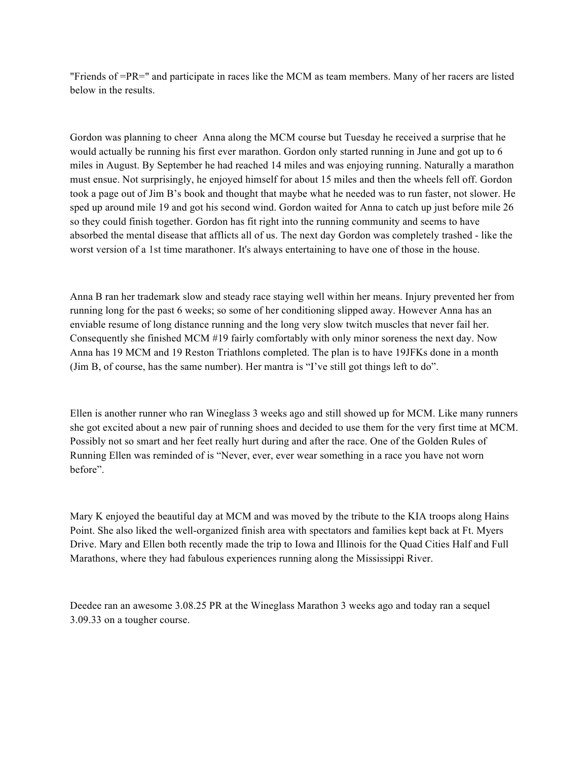"Friends of =PR=" and participate in races like the MCM as team members. Many of her racers are listed below in the results.

Gordon was planning to cheer  Anna along the MCM course but Tuesday he received a surprise that he would actually be running his first ever marathon. Gordon only started running in June and got up to 6 miles in August. By September he had reached 14 miles and was enjoying running. Naturally a marathon must ensue. Not surprisingly, he enjoyed himself for about 15 miles and then the wheels fell off. Gordon took a page out of Jim B's book and thought that maybe what he needed was to run faster, not slower. He sped up around mile 19 and got his second wind. Gordon waited for Anna to catch up just before mile 26 so they could finish together. Gordon has fit right into the running community and seems to have absorbed the mental disease that afflicts all of us. The next day Gordon was completely trashed - like the worst version of a 1st time marathoner. It's always entertaining to have one of those in the house.

Anna B ran her trademark slow and steady race staying well within her means. Injury prevented her from running long for the past 6 weeks; so some of her conditioning slipped away. However Anna has an enviable resume of long distance running and the long very slow twitch muscles that never fail her. Consequently she finished MCM #19 fairly comfortably with only minor soreness the next day. Now Anna has 19 MCM and 19 Reston Triathlons completed. The plan is to have 19JFKs done in a month (Jim B, of course, has the same number). Her mantra is "I've still got things left to do".

Ellen is another runner who ran Wineglass 3 weeks ago and still showed up for MCM. Like many runners she got excited about a new pair of running shoes and decided to use them for the very first time at MCM. Possibly not so smart and her feet really hurt during and after the race. One of the Golden Rules of Running Ellen was reminded of is "Never, ever, ever wear something in a race you have not worn before".

Mary K enjoyed the beautiful day at MCM and was moved by the tribute to the KIA troops along Hains Point. She also liked the well-organized finish area with spectators and families kept back at Ft. Myers Drive. Mary and Ellen both recently made the trip to Iowa and Illinois for the Quad Cities Half and Full Marathons, where they had fabulous experiences running along the Mississippi River.

Deedee ran an awesome 3.08.25 PR at the Wineglass Marathon 3 weeks ago and today ran a sequel 3.09.33 on a tougher course.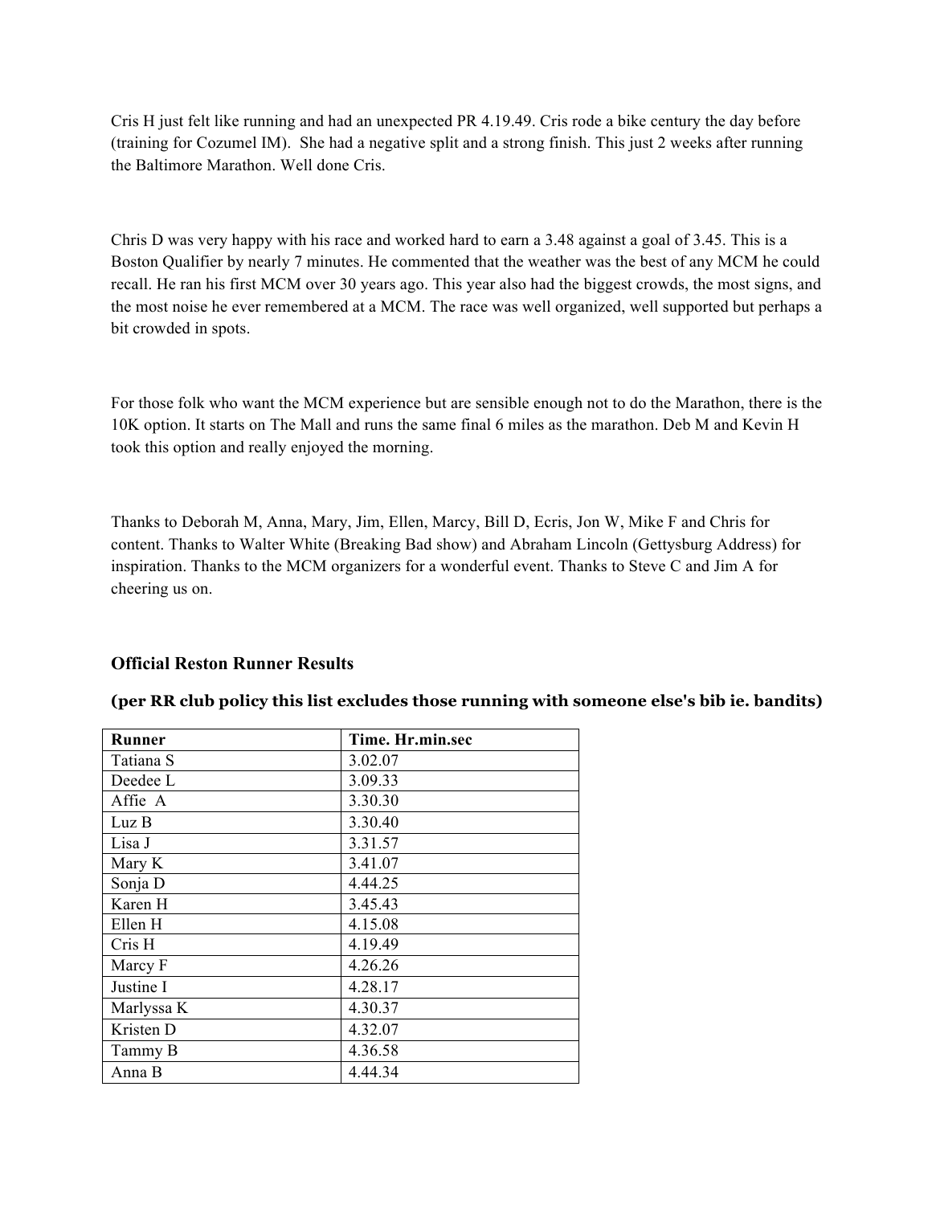Cris H just felt like running and had an unexpected PR 4.19.49. Cris rode a bike century the day before (training for Cozumel IM). She had a negative split and a strong finish. This just 2 weeks after running the Baltimore Marathon. Well done Cris.

Chris D was very happy with his race and worked hard to earn a 3.48 against a goal of 3.45. This is a Boston Qualifier by nearly 7 minutes. He commented that the weather was the best of any MCM he could recall. He ran his first MCM over 30 years ago. This year also had the biggest crowds, the most signs, and the most noise he ever remembered at a MCM. The race was well organized, well supported but perhaps a bit crowded in spots.

For those folk who want the MCM experience but are sensible enough not to do the Marathon, there is the 10K option. It starts on The Mall and runs the same final 6 miles as the marathon. Deb M and Kevin H took this option and really enjoyed the morning.

Thanks to Deborah M, Anna, Mary, Jim, Ellen, Marcy, Bill D, Ecris, Jon W, Mike F and Chris for content. Thanks to Walter White (Breaking Bad show) and Abraham Lincoln (Gettysburg Address) for inspiration. Thanks to the MCM organizers for a wonderful event. Thanks to Steve C and Jim A for cheering us on.

### Official Reston Runner Results

**(per RR club policy this list excludes those running with someone else's bib ie. bandits)**

| Runner | Time. Hr.min.sec |
|---|---|
| Tatiana S | 3.02.07 |
| Deedee L | 3.09.33 |
| Affie A | 3.30.30 |
| Luz B | 3.30.40 |
| Lisa J | 3.31.57 |
| Mary K | 3.41.07 |
| Sonja D | 4.44.25 |
| Karen H | 3.45.43 |
| Ellen H | 4.15.08 |
| Cris H | 4.19.49 |
| Marcy F | 4.26.26 |
| Justine I | 4.28.17 |
| Marlyssa K | 4.30.37 |
| Kristen D | 4.32.07 |
| Tammy B | 4.36.58 |
| Anna B | 4.44.34 |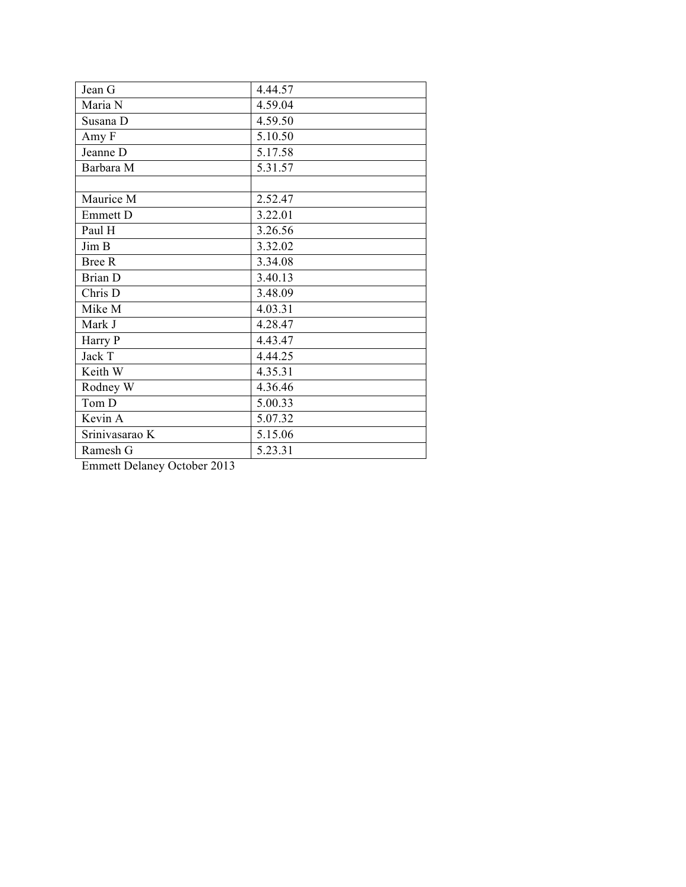| | |
|---|---|
| Jean G | 4.44.57 |
| Maria N | 4.59.04 |
| Susana D | 4.59.50 |
| Amy F | 5.10.50 |
| Jeanne D | 5.17.58 |
| Barbara M | 5.31.57 |
| | |
| Maurice M | 2.52.47 |
| Emmett D | 3.22.01 |
| Paul H | 3.26.56 |
| Jim B | 3.32.02 |
| Bree R | 3.34.08 |
| Brian D | 3.40.13 |
| Chris D | 3.48.09 |
| Mike M | 4.03.31 |
| Mark J | 4.28.47 |
| Harry P | 4.43.47 |
| Jack T | 4.44.25 |
| Keith W | 4.35.31 |
| Rodney W | 4.36.46 |
| Tom D | 5.00.33 |
| Kevin A | 5.07.32 |
| Srinivasarao K | 5.15.06 |
| Ramesh G | 5.23.31 |

Emmett Delaney October 2013